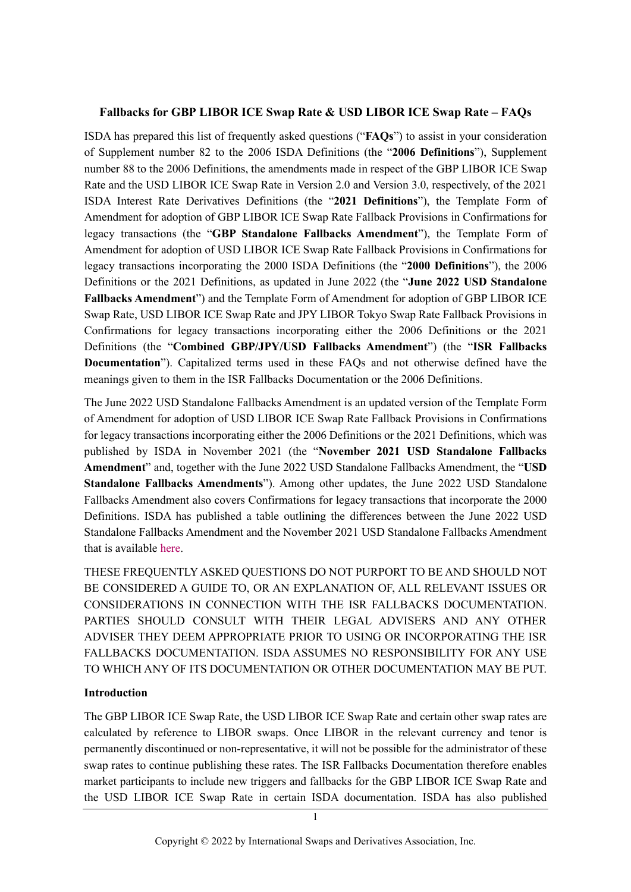**Fallbacks for GBP LIBOR ICE Swap Rate & USD LIBOR ICE Swap Rate – FAQs**

ISDA has prepared this list of frequently asked questions ("**FAQs**") to assist in your consideration of Supplement number 82 to the 2006 ISDA Definitions (the "**2006 Definitions**"), Supplement number 88 to the 2006 Definitions, the amendments made in respect of the GBP LIBOR ICE Swap Rate and the USD LIBOR ICE Swap Rate in Version 2.0 and Version 3.0, respectively, of the 2021 ISDA Interest Rate Derivatives Definitions (the "**2021 Definitions**"), the Template Form of Amendment for adoption of GBP LIBOR ICE Swap Rate Fallback Provisions in Confirmations for legacy transactions (the "**GBP Standalone Fallbacks Amendment**"), the Template Form of Amendment for adoption of USD LIBOR ICE Swap Rate Fallback Provisions in Confirmations for legacy transactions incorporating the 2000 ISDA Definitions (the "**2000 Definitions**"), the 2006 Definitions or the 2021 Definitions, as updated in June 2022 (the "**June 2022 USD Standalone Fallbacks Amendment**") and the Template Form of Amendment for adoption of GBP LIBOR ICE Swap Rate, USD LIBOR ICE Swap Rate and JPY LIBOR Tokyo Swap Rate Fallback Provisions in Confirmations for legacy transactions incorporating either the 2006 Definitions or the 2021 Definitions (the "**Combined GBP/JPY/USD Fallbacks Amendment**") (the "**ISR Fallbacks Documentation**"). Capitalized terms used in these FAQs and not otherwise defined have the meanings given to them in the ISR Fallbacks Documentation or the 2006 Definitions.

The June 2022 USD Standalone Fallbacks Amendment is an updated version of the Template Form of Amendment for adoption of USD LIBOR ICE Swap Rate Fallback Provisions in Confirmations for legacy transactions incorporating either the 2006 Definitions or the 2021 Definitions, which was published by ISDA in November 2021 (the "**November 2021 USD Standalone Fallbacks Amendment**" and, together with the June 2022 USD Standalone Fallbacks Amendment, the "**USD Standalone Fallbacks Amendments**"). Among other updates, the June 2022 USD Standalone Fallbacks Amendment also covers Confirmations for legacy transactions that incorporate the 2000 Definitions. ISDA has published a table outlining the differences between the June 2022 USD Standalone Fallbacks Amendment and the November 2021 USD Standalone Fallbacks Amendment that is available here.

THESE FREQUENTLY ASKED QUESTIONS DO NOT PURPORT TO BE AND SHOULD NOT BE CONSIDERED A GUIDE TO, OR AN EXPLANATION OF, ALL RELEVANT ISSUES OR CONSIDERATIONS IN CONNECTION WITH THE ISR FALLBACKS DOCUMENTATION. PARTIES SHOULD CONSULT WITH THEIR LEGAL ADVISERS AND ANY OTHER ADVISER THEY DEEM APPROPRIATE PRIOR TO USING OR INCORPORATING THE ISR FALLBACKS DOCUMENTATION. ISDA ASSUMES NO RESPONSIBILITY FOR ANY USE TO WHICH ANY OF ITS DOCUMENTATION OR OTHER DOCUMENTATION MAY BE PUT.

**Introduction**

The GBP LIBOR ICE Swap Rate, the USD LIBOR ICE Swap Rate and certain other swap rates are calculated by reference to LIBOR swaps. Once LIBOR in the relevant currency and tenor is permanently discontinued or non-representative, it will not be possible for the administrator of these swap rates to continue publishing these rates. The ISR Fallbacks Documentation therefore enables market participants to include new triggers and fallbacks for the GBP LIBOR ICE Swap Rate and the USD LIBOR ICE Swap Rate in certain ISDA documentation. ISDA has also published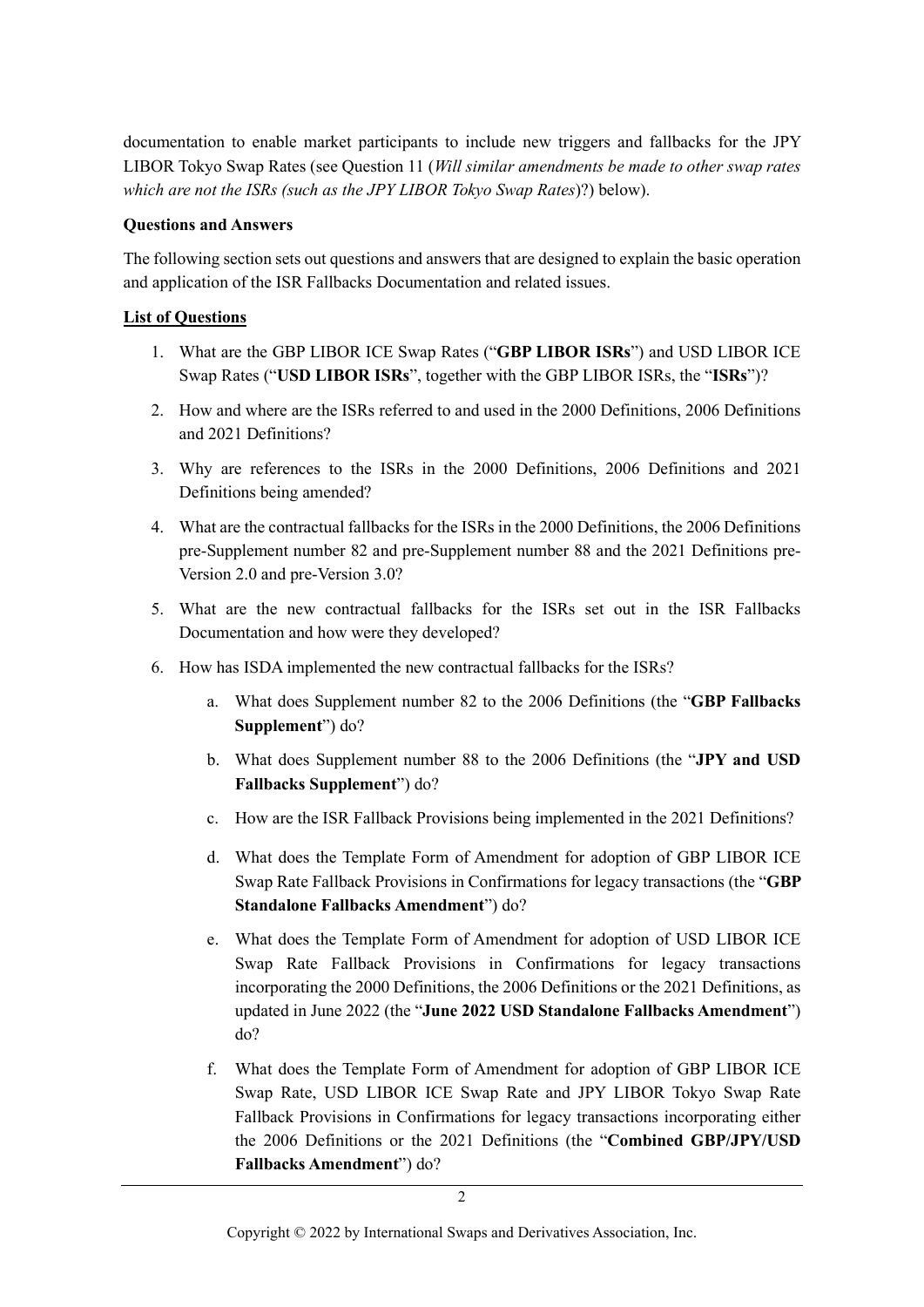documentation to enable market participants to include new triggers and fallbacks for the JPY LIBOR Tokyo Swap Rates (see Question 11 (*Will similar amendments be made to other swap rates which are not the ISRs (such as the JPY LIBOR Tokyo Swap Rates)*?) below).

**Questions and Answers**

The following section sets out questions and answers that are designed to explain the basic operation and application of the ISR Fallbacks Documentation and related issues.

**List of Questions**

1. What are the GBP LIBOR ICE Swap Rates ("**GBP LIBOR ISRs**") and USD LIBOR ICE Swap Rates ("**USD LIBOR ISRs**", together with the GBP LIBOR ISRs, the "**ISRs**")?
2. How and where are the ISRs referred to and used in the 2000 Definitions, 2006 Definitions and 2021 Definitions?
3. Why are references to the ISRs in the 2000 Definitions, 2006 Definitions and 2021 Definitions being amended?
4. What are the contractual fallbacks for the ISRs in the 2000 Definitions, the 2006 Definitions pre-Supplement number 82 and pre-Supplement number 88 and the 2021 Definitions pre-Version 2.0 and pre-Version 3.0?
5. What are the new contractual fallbacks for the ISRs set out in the ISR Fallbacks Documentation and how were they developed?
6. How has ISDA implemented the new contractual fallbacks for the ISRs?
   a. What does Supplement number 82 to the 2006 Definitions (the "**GBP Fallbacks Supplement**") do?
   b. What does Supplement number 88 to the 2006 Definitions (the "**JPY and USD Fallbacks Supplement**") do?
   c. How are the ISR Fallback Provisions being implemented in the 2021 Definitions?
   d. What does the Template Form of Amendment for adoption of GBP LIBOR ICE Swap Rate Fallback Provisions in Confirmations for legacy transactions (the "**GBP Standalone Fallbacks Amendment**") do?
   e. What does the Template Form of Amendment for adoption of USD LIBOR ICE Swap Rate Fallback Provisions in Confirmations for legacy transactions incorporating the 2000 Definitions, the 2006 Definitions or the 2021 Definitions, as updated in June 2022 (the "**June 2022 USD Standalone Fallbacks Amendment**") do?
   f. What does the Template Form of Amendment for adoption of GBP LIBOR ICE Swap Rate, USD LIBOR ICE Swap Rate and JPY LIBOR Tokyo Swap Rate Fallback Provisions in Confirmations for legacy transactions incorporating either the 2006 Definitions or the 2021 Definitions (the "**Combined GBP/JPY/USD Fallbacks Amendment**") do?

Copyright © 2022 by International Swaps and Derivatives Association, Inc.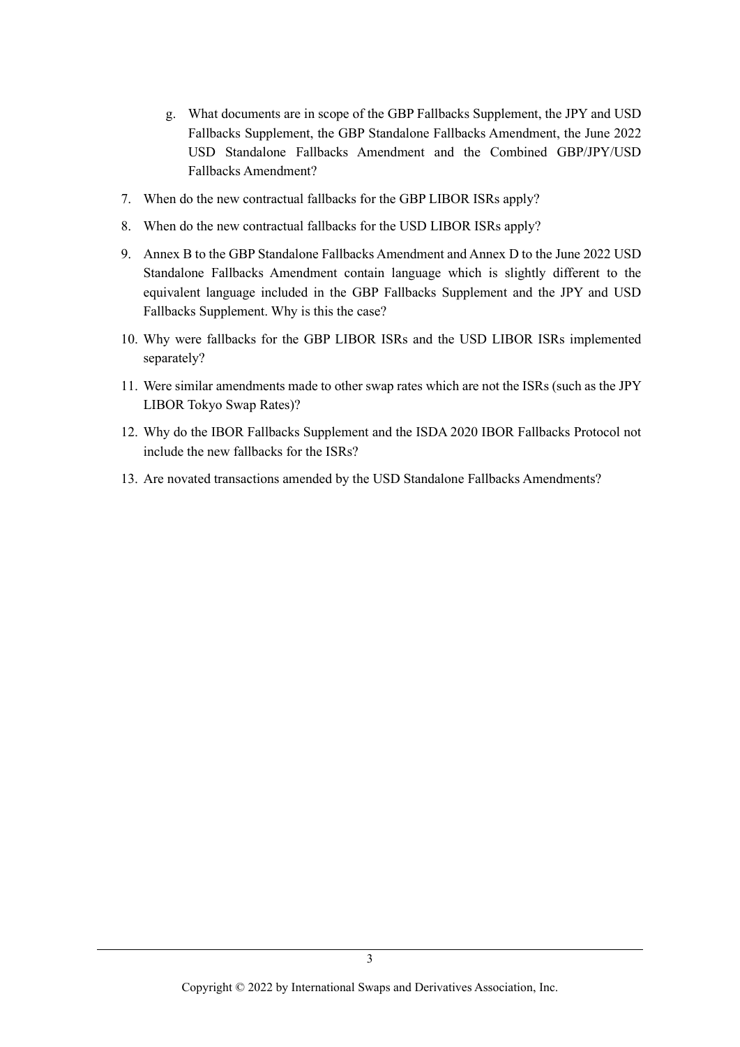g. What documents are in scope of the GBP Fallbacks Supplement, the JPY and USD Fallbacks Supplement, the GBP Standalone Fallbacks Amendment, the June 2022 USD Standalone Fallbacks Amendment and the Combined GBP/JPY/USD Fallbacks Amendment?

7. When do the new contractual fallbacks for the GBP LIBOR ISRs apply?
8. When do the new contractual fallbacks for the USD LIBOR ISRs apply?
9. Annex B to the GBP Standalone Fallbacks Amendment and Annex D to the June 2022 USD Standalone Fallbacks Amendment contain language which is slightly different to the equivalent language included in the GBP Fallbacks Supplement and the JPY and USD Fallbacks Supplement. Why is this the case?
10. Why were fallbacks for the GBP LIBOR ISRs and the USD LIBOR ISRs implemented separately?
11. Were similar amendments made to other swap rates which are not the ISRs (such as the JPY LIBOR Tokyo Swap Rates)?
12. Why do the IBOR Fallbacks Supplement and the ISDA 2020 IBOR Fallbacks Protocol not include the new fallbacks for the ISRs?
13. Are novated transactions amended by the USD Standalone Fallbacks Amendments?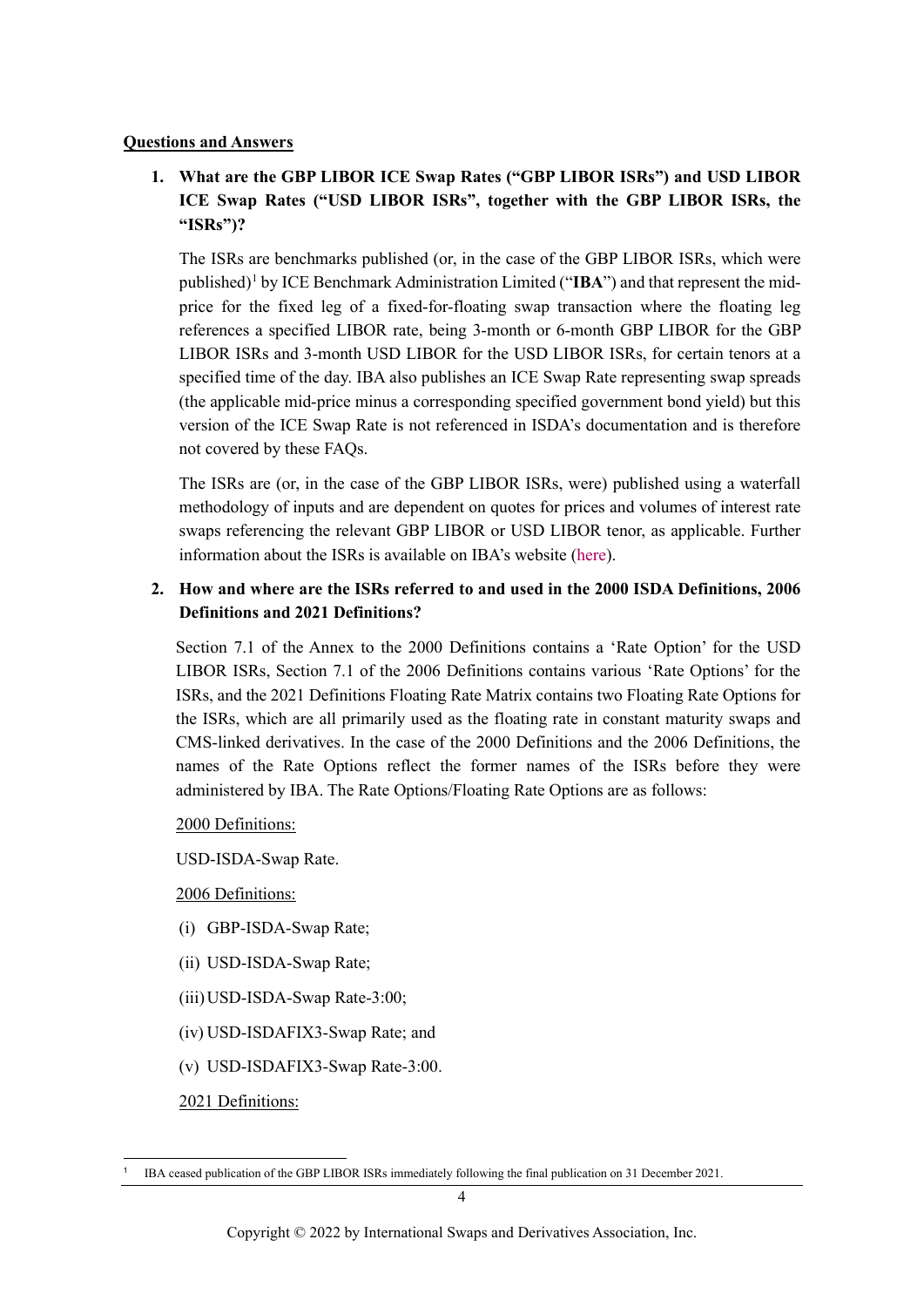**Questions and Answers**

1. **What are the GBP LIBOR ICE Swap Rates ("GBP LIBOR ISRs") and USD LIBOR ICE Swap Rates ("USD LIBOR ISRs", together with the GBP LIBOR ISRs, the "ISRs")?**

   The ISRs are benchmarks published (or, in the case of the GBP LIBOR ISRs, which were published)[1] by ICE Benchmark Administration Limited ("**IBA**") and that represent the mid-price for the fixed leg of a fixed-for-floating swap transaction where the floating leg references a specified LIBOR rate, being 3-month or 6-month GBP LIBOR for the GBP LIBOR ISRs and 3-month USD LIBOR for the USD LIBOR ISRs, for certain tenors at a specified time of the day. IBA also publishes an ICE Swap Rate representing swap spreads (the applicable mid-price minus a corresponding specified government bond yield) but this version of the ICE Swap Rate is not referenced in ISDA's documentation and is therefore not covered by these FAQs.

   The ISRs are (or, in the case of the GBP LIBOR ISRs, were) published using a waterfall methodology of inputs and are dependent on quotes for prices and volumes of interest rate swaps referencing the relevant GBP LIBOR or USD LIBOR tenor, as applicable. Further information about the ISRs is available on IBA's website (here).

2. **How and where are the ISRs referred to and used in the 2000 ISDA Definitions, 2006 Definitions and 2021 Definitions?**

   Section 7.1 of the Annex to the 2000 Definitions contains a 'Rate Option' for the USD LIBOR ISRs, Section 7.1 of the 2006 Definitions contains various 'Rate Options' for the ISRs, and the 2021 Definitions Floating Rate Matrix contains two Floating Rate Options for the ISRs, which are all primarily used as the floating rate in constant maturity swaps and CMS-linked derivatives. In the case of the 2000 Definitions and the 2006 Definitions, the names of the Rate Options reflect the former names of the ISRs before they were administered by IBA. The Rate Options/Floating Rate Options are as follows:

   2000 Definitions:

   USD-ISDA-Swap Rate.

   2006 Definitions:

   (i) GBP-ISDA-Swap Rate;

   (ii) USD-ISDA-Swap Rate;

   (iii) USD-ISDA-Swap Rate-3:00;

   (iv) USD-ISDAFIX3-Swap Rate; and

   (v) USD-ISDAFIX3-Swap Rate-3:00.

   2021 Definitions:

[1] IBA ceased publication of the GBP LIBOR ISRs immediately following the final publication on 31 December 2021.

Copyright © 2022 by International Swaps and Derivatives Association, Inc.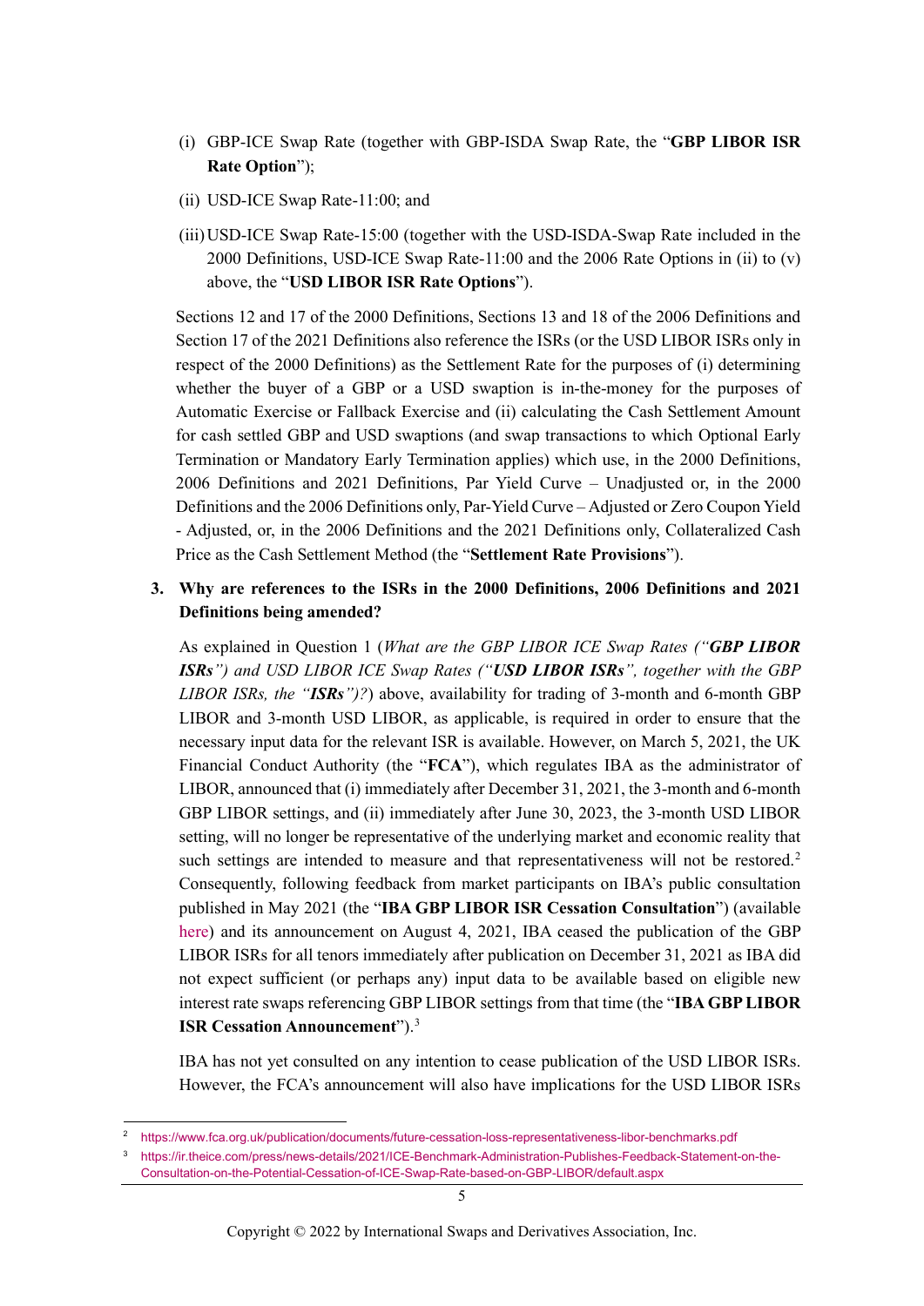(i) GBP-ICE Swap Rate (together with GBP-ISDA Swap Rate, the "**GBP LIBOR ISR Rate Option**");

(ii) USD-ICE Swap Rate-11:00; and

(iii) USD-ICE Swap Rate-15:00 (together with the USD-ISDA-Swap Rate included in the 2000 Definitions, USD-ICE Swap Rate-11:00 and the 2006 Rate Options in (ii) to (v) above, the "**USD LIBOR ISR Rate Options**").

Sections 12 and 17 of the 2000 Definitions, Sections 13 and 18 of the 2006 Definitions and Section 17 of the 2021 Definitions also reference the ISRs (or the USD LIBOR ISRs only in respect of the 2000 Definitions) as the Settlement Rate for the purposes of (i) determining whether the buyer of a GBP or a USD swaption is in-the-money for the purposes of Automatic Exercise or Fallback Exercise and (ii) calculating the Cash Settlement Amount for cash settled GBP and USD swaptions (and swap transactions to which Optional Early Termination or Mandatory Early Termination applies) which use, in the 2000 Definitions, 2006 Definitions and 2021 Definitions, Par Yield Curve – Unadjusted or, in the 2000 Definitions and the 2006 Definitions only, Par-Yield Curve – Adjusted or Zero Coupon Yield - Adjusted, or, in the 2006 Definitions and the 2021 Definitions only, Collateralized Cash Price as the Cash Settlement Method (the "**Settlement Rate Provisions**").

**3. Why are references to the ISRs in the 2000 Definitions, 2006 Definitions and 2021 Definitions being amended?**

As explained in Question 1 (*What are the GBP LIBOR ICE Swap Rates ("**GBP LIBOR ISRs**") and USD LIBOR ICE Swap Rates ("**USD LIBOR ISRs**", together with the GBP LIBOR ISRs, the "**ISRs**")?*) above, availability for trading of 3-month and 6-month GBP LIBOR and 3-month USD LIBOR, as applicable, is required in order to ensure that the necessary input data for the relevant ISR is available. However, on March 5, 2021, the UK Financial Conduct Authority (the "**FCA**"), which regulates IBA as the administrator of LIBOR, announced that (i) immediately after December 31, 2021, the 3-month and 6-month GBP LIBOR settings, and (ii) immediately after June 30, 2023, the 3-month USD LIBOR setting, will no longer be representative of the underlying market and economic reality that such settings are intended to measure and that representativeness will not be restored.[2] Consequently, following feedback from market participants on IBA's public consultation published in May 2021 (the "**IBA GBP LIBOR ISR Cessation Consultation**") (available here) and its announcement on August 4, 2021, IBA ceased the publication of the GBP LIBOR ISRs for all tenors immediately after publication on December 31, 2021 as IBA did not expect sufficient (or perhaps any) input data to be available based on eligible new interest rate swaps referencing GBP LIBOR settings from that time (the "**IBA GBP LIBOR ISR Cessation Announcement**").[3]

IBA has not yet consulted on any intention to cease publication of the USD LIBOR ISRs. However, the FCA's announcement will also have implications for the USD LIBOR ISRs

---

[2] https://www.fca.org.uk/publication/documents/future-cessation-loss-representativeness-libor-benchmarks.pdf

[3] https://ir.theice.com/press/news-details/2021/ICE-Benchmark-Administration-Publishes-Feedback-Statement-on-the-Consultation-on-the-Potential-Cessation-of-ICE-Swap-Rate-based-on-GBP-LIBOR/default.aspx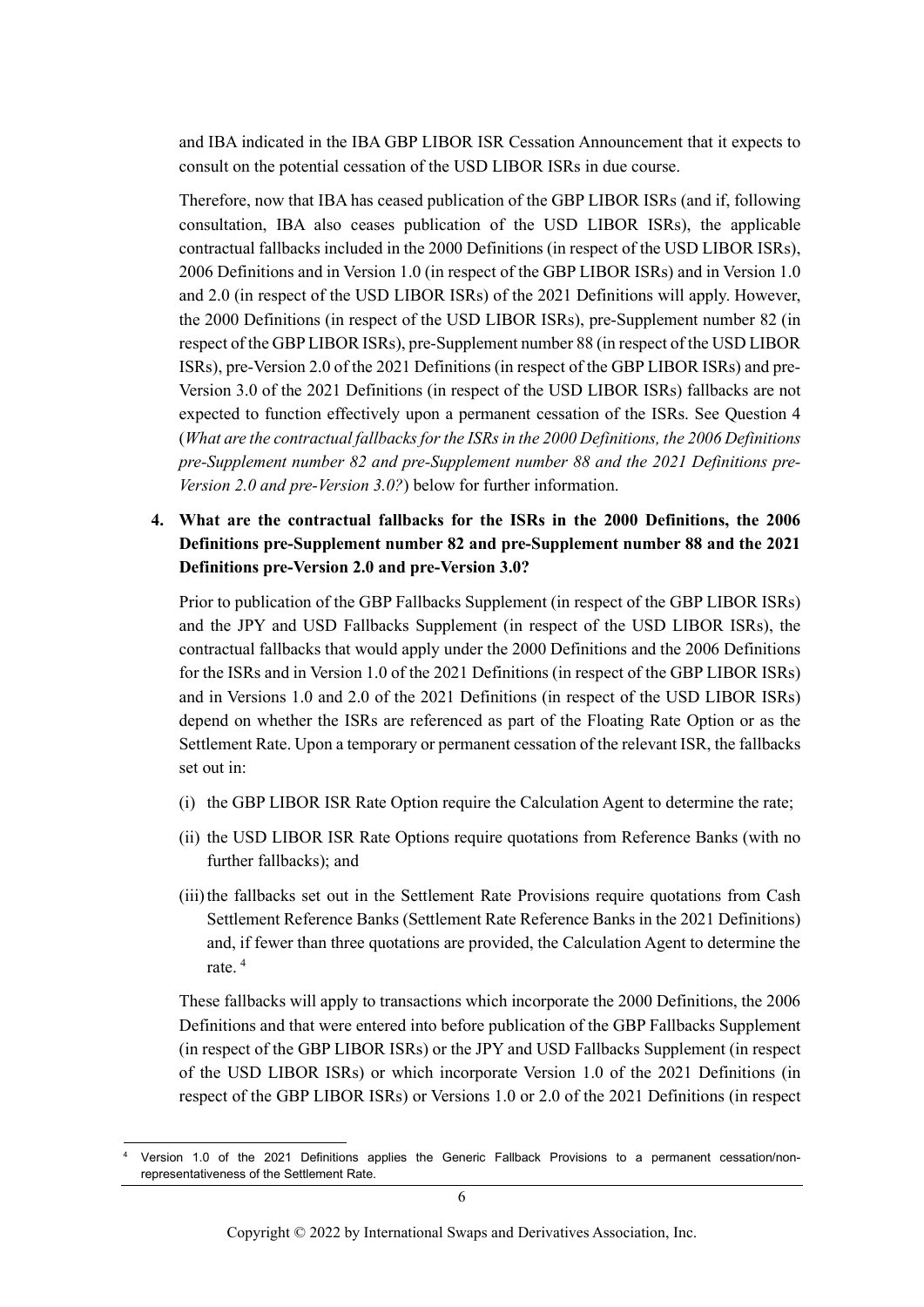and IBA indicated in the IBA GBP LIBOR ISR Cessation Announcement that it expects to consult on the potential cessation of the USD LIBOR ISRs in due course.

Therefore, now that IBA has ceased publication of the GBP LIBOR ISRs (and if, following consultation, IBA also ceases publication of the USD LIBOR ISRs), the applicable contractual fallbacks included in the 2000 Definitions (in respect of the USD LIBOR ISRs), 2006 Definitions and in Version 1.0 (in respect of the GBP LIBOR ISRs) and in Version 1.0 and 2.0 (in respect of the USD LIBOR ISRs) of the 2021 Definitions will apply. However, the 2000 Definitions (in respect of the USD LIBOR ISRs), pre-Supplement number 82 (in respect of the GBP LIBOR ISRs), pre-Supplement number 88 (in respect of the USD LIBOR ISRs), pre-Version 2.0 of the 2021 Definitions (in respect of the GBP LIBOR ISRs) and pre-Version 3.0 of the 2021 Definitions (in respect of the USD LIBOR ISRs) fallbacks are not expected to function effectively upon a permanent cessation of the ISRs. See Question 4 (*What are the contractual fallbacks for the ISRs in the 2000 Definitions, the 2006 Definitions pre-Supplement number 82 and pre-Supplement number 88 and the 2021 Definitions pre-Version 2.0 and pre-Version 3.0?*) below for further information.

**4. What are the contractual fallbacks for the ISRs in the 2000 Definitions, the 2006 Definitions pre-Supplement number 82 and pre-Supplement number 88 and the 2021 Definitions pre-Version 2.0 and pre-Version 3.0?**

Prior to publication of the GBP Fallbacks Supplement (in respect of the GBP LIBOR ISRs) and the JPY and USD Fallbacks Supplement (in respect of the USD LIBOR ISRs), the contractual fallbacks that would apply under the 2000 Definitions and the 2006 Definitions for the ISRs and in Version 1.0 of the 2021 Definitions (in respect of the GBP LIBOR ISRs) and in Versions 1.0 and 2.0 of the 2021 Definitions (in respect of the USD LIBOR ISRs) depend on whether the ISRs are referenced as part of the Floating Rate Option or as the Settlement Rate. Upon a temporary or permanent cessation of the relevant ISR, the fallbacks set out in:

(i) the GBP LIBOR ISR Rate Option require the Calculation Agent to determine the rate;

(ii) the USD LIBOR ISR Rate Options require quotations from Reference Banks (with no further fallbacks); and

(iii) the fallbacks set out in the Settlement Rate Provisions require quotations from Cash Settlement Reference Banks (Settlement Rate Reference Banks in the 2021 Definitions) and, if fewer than three quotations are provided, the Calculation Agent to determine the rate. [4]

These fallbacks will apply to transactions which incorporate the 2000 Definitions, the 2006 Definitions and that were entered into before publication of the GBP Fallbacks Supplement (in respect of the GBP LIBOR ISRs) or the JPY and USD Fallbacks Supplement (in respect of the USD LIBOR ISRs) or which incorporate Version 1.0 of the 2021 Definitions (in respect of the GBP LIBOR ISRs) or Versions 1.0 or 2.0 of the 2021 Definitions (in respect

---

[4] Version 1.0 of the 2021 Definitions applies the Generic Fallback Provisions to a permanent cessation/non-representativeness of the Settlement Rate.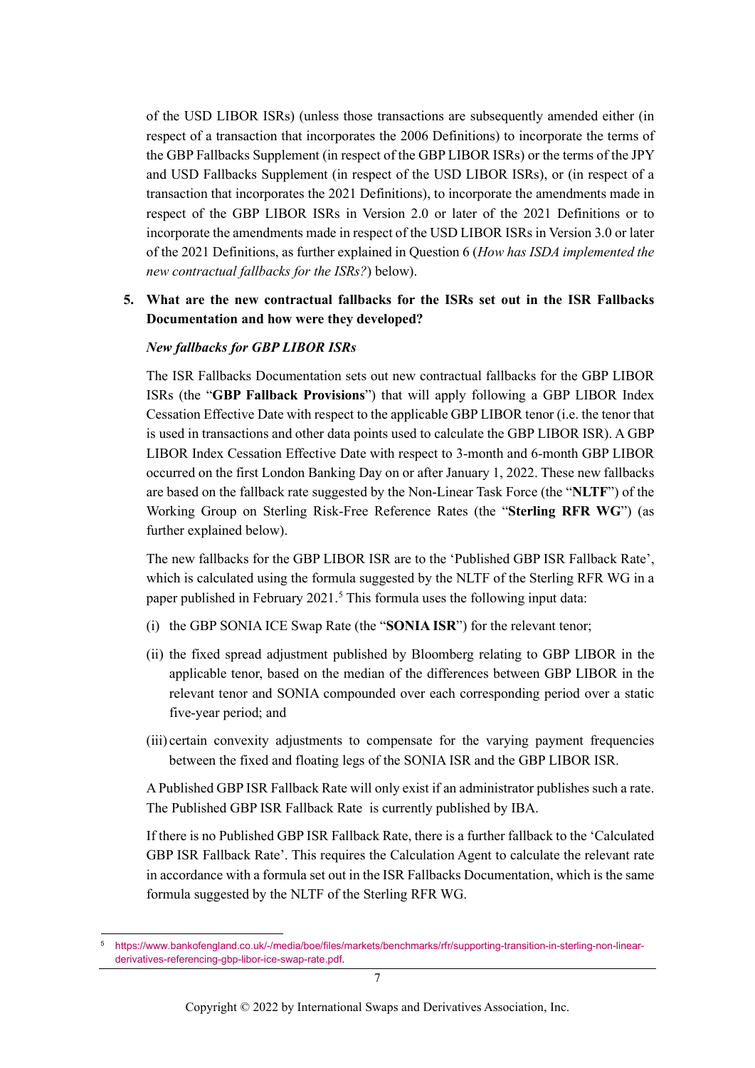of the USD LIBOR ISRs) (unless those transactions are subsequently amended either (in respect of a transaction that incorporates the 2006 Definitions) to incorporate the terms of the GBP Fallbacks Supplement (in respect of the GBP LIBOR ISRs) or the terms of the JPY and USD Fallbacks Supplement (in respect of the USD LIBOR ISRs), or (in respect of a transaction that incorporates the 2021 Definitions), to incorporate the amendments made in respect of the GBP LIBOR ISRs in Version 2.0 or later of the 2021 Definitions or to incorporate the amendments made in respect of the USD LIBOR ISRs in Version 3.0 or later of the 2021 Definitions, as further explained in Question 6 (*How has ISDA implemented the new contractual fallbacks for the ISRs?*) below).

5. **What are the new contractual fallbacks for the ISRs set out in the ISR Fallbacks Documentation and how were they developed?**

   ***New fallbacks for GBP LIBOR ISRs***

   The ISR Fallbacks Documentation sets out new contractual fallbacks for the GBP LIBOR ISRs (the "**GBP Fallback Provisions**") that will apply following a GBP LIBOR Index Cessation Effective Date with respect to the applicable GBP LIBOR tenor (i.e. the tenor that is used in transactions and other data points used to calculate the GBP LIBOR ISR). A GBP LIBOR Index Cessation Effective Date with respect to 3-month and 6-month GBP LIBOR occurred on the first London Banking Day on or after January 1, 2022. These new fallbacks are based on the fallback rate suggested by the Non-Linear Task Force (the "**NLTF**") of the Working Group on Sterling Risk-Free Reference Rates (the "**Sterling RFR WG**") (as further explained below).

   The new fallbacks for the GBP LIBOR ISR are to the 'Published GBP ISR Fallback Rate', which is calculated using the formula suggested by the NLTF of the Sterling RFR WG in a paper published in February 2021.[5] This formula uses the following input data:

   (i) the GBP SONIA ICE Swap Rate (the "**SONIA ISR**") for the relevant tenor;

   (ii) the fixed spread adjustment published by Bloomberg relating to GBP LIBOR in the applicable tenor, based on the median of the differences between GBP LIBOR in the relevant tenor and SONIA compounded over each corresponding period over a static five-year period; and

   (iii) certain convexity adjustments to compensate for the varying payment frequencies between the fixed and floating legs of the SONIA ISR and the GBP LIBOR ISR.

   A Published GBP ISR Fallback Rate will only exist if an administrator publishes such a rate. The Published GBP ISR Fallback Rate is currently published by IBA.

   If there is no Published GBP ISR Fallback Rate, there is a further fallback to the 'Calculated GBP ISR Fallback Rate'. This requires the Calculation Agent to calculate the relevant rate in accordance with a formula set out in the ISR Fallbacks Documentation, which is the same formula suggested by the NLTF of the Sterling RFR WG.

---

[5] https://www.bankofengland.co.uk/-/media/boe/files/markets/benchmarks/rfr/supporting-transition-in-sterling-non-linear-derivatives-referencing-gbp-libor-ice-swap-rate.pdf.

Copyright © 2022 by International Swaps and Derivatives Association, Inc.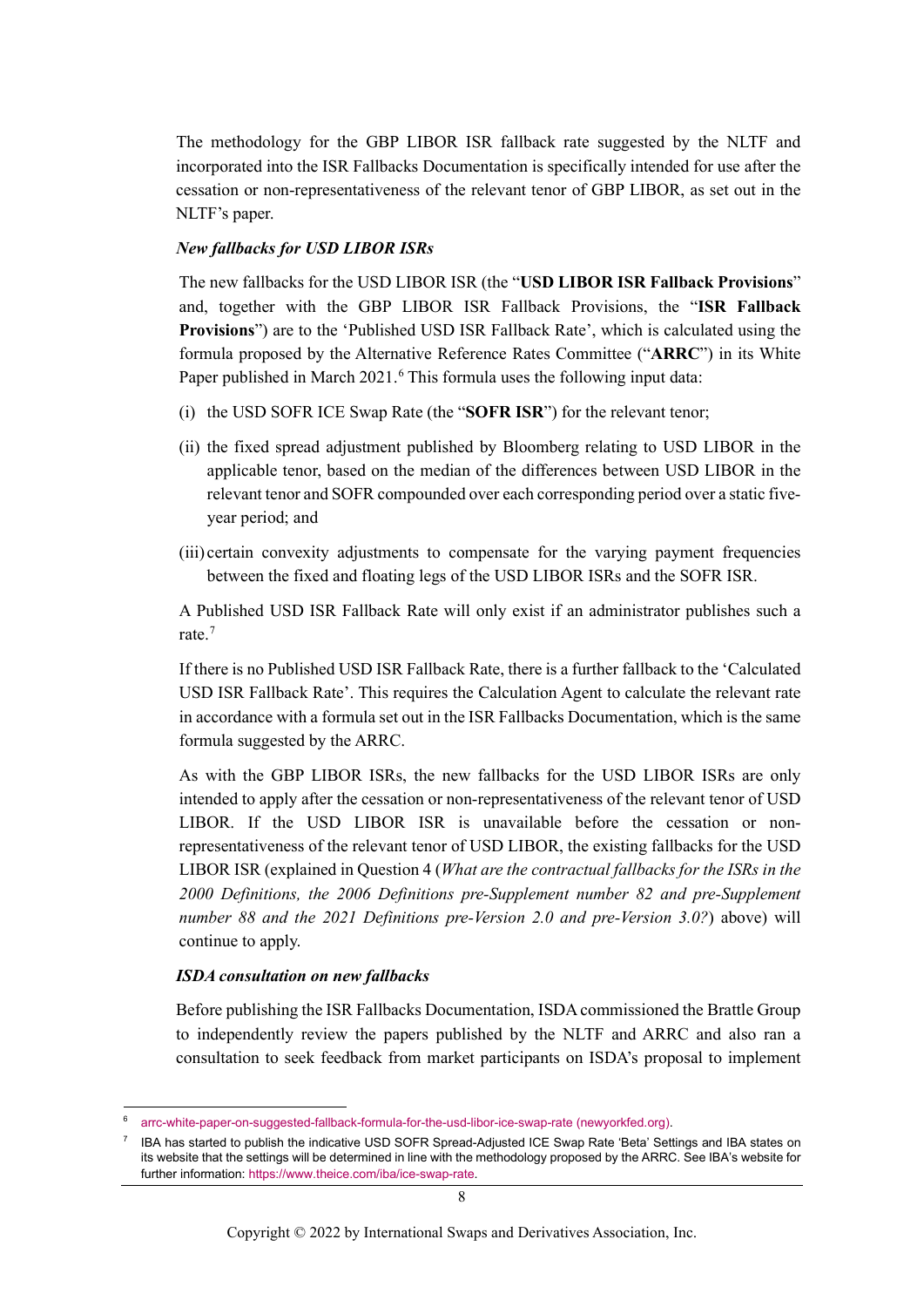The methodology for the GBP LIBOR ISR fallback rate suggested by the NLTF and incorporated into the ISR Fallbacks Documentation is specifically intended for use after the cessation or non-representativeness of the relevant tenor of GBP LIBOR, as set out in the NLTF's paper.

***New fallbacks for USD LIBOR ISRs***

The new fallbacks for the USD LIBOR ISR (the "**USD LIBOR ISR Fallback Provisions**" and, together with the GBP LIBOR ISR Fallback Provisions, the "**ISR Fallback Provisions**") are to the 'Published USD ISR Fallback Rate', which is calculated using the formula proposed by the Alternative Reference Rates Committee ("**ARRC**") in its White Paper published in March 2021.[6] This formula uses the following input data:

(i) the USD SOFR ICE Swap Rate (the "**SOFR ISR**") for the relevant tenor;

(ii) the fixed spread adjustment published by Bloomberg relating to USD LIBOR in the applicable tenor, based on the median of the differences between USD LIBOR in the relevant tenor and SOFR compounded over each corresponding period over a static five-year period; and

(iii) certain convexity adjustments to compensate for the varying payment frequencies between the fixed and floating legs of the USD LIBOR ISRs and the SOFR ISR.

A Published USD ISR Fallback Rate will only exist if an administrator publishes such a rate.[7]

If there is no Published USD ISR Fallback Rate, there is a further fallback to the 'Calculated USD ISR Fallback Rate'. This requires the Calculation Agent to calculate the relevant rate in accordance with a formula set out in the ISR Fallbacks Documentation, which is the same formula suggested by the ARRC.

As with the GBP LIBOR ISRs, the new fallbacks for the USD LIBOR ISRs are only intended to apply after the cessation or non-representativeness of the relevant tenor of USD LIBOR. If the USD LIBOR ISR is unavailable before the cessation or non-representativeness of the relevant tenor of USD LIBOR, the existing fallbacks for the USD LIBOR ISR (explained in Question 4 (*What are the contractual fallbacks for the ISRs in the 2000 Definitions, the 2006 Definitions pre-Supplement number 82 and pre-Supplement number 88 and the 2021 Definitions pre-Version 2.0 and pre-Version 3.0?*) above) will continue to apply.

***ISDA consultation on new fallbacks***

Before publishing the ISR Fallbacks Documentation, ISDA commissioned the Brattle Group to independently review the papers published by the NLTF and ARRC and also ran a consultation to seek feedback from market participants on ISDA's proposal to implement

---

[6] arrc-white-paper-on-suggested-fallback-formula-for-the-usd-libor-ice-swap-rate (newyorkfed.org).

[7] IBA has started to publish the indicative USD SOFR Spread-Adjusted ICE Swap Rate 'Beta' Settings and IBA states on its website that the settings will be determined in line with the methodology proposed by the ARRC. See IBA's website for further information: https://www.theice.com/iba/ice-swap-rate.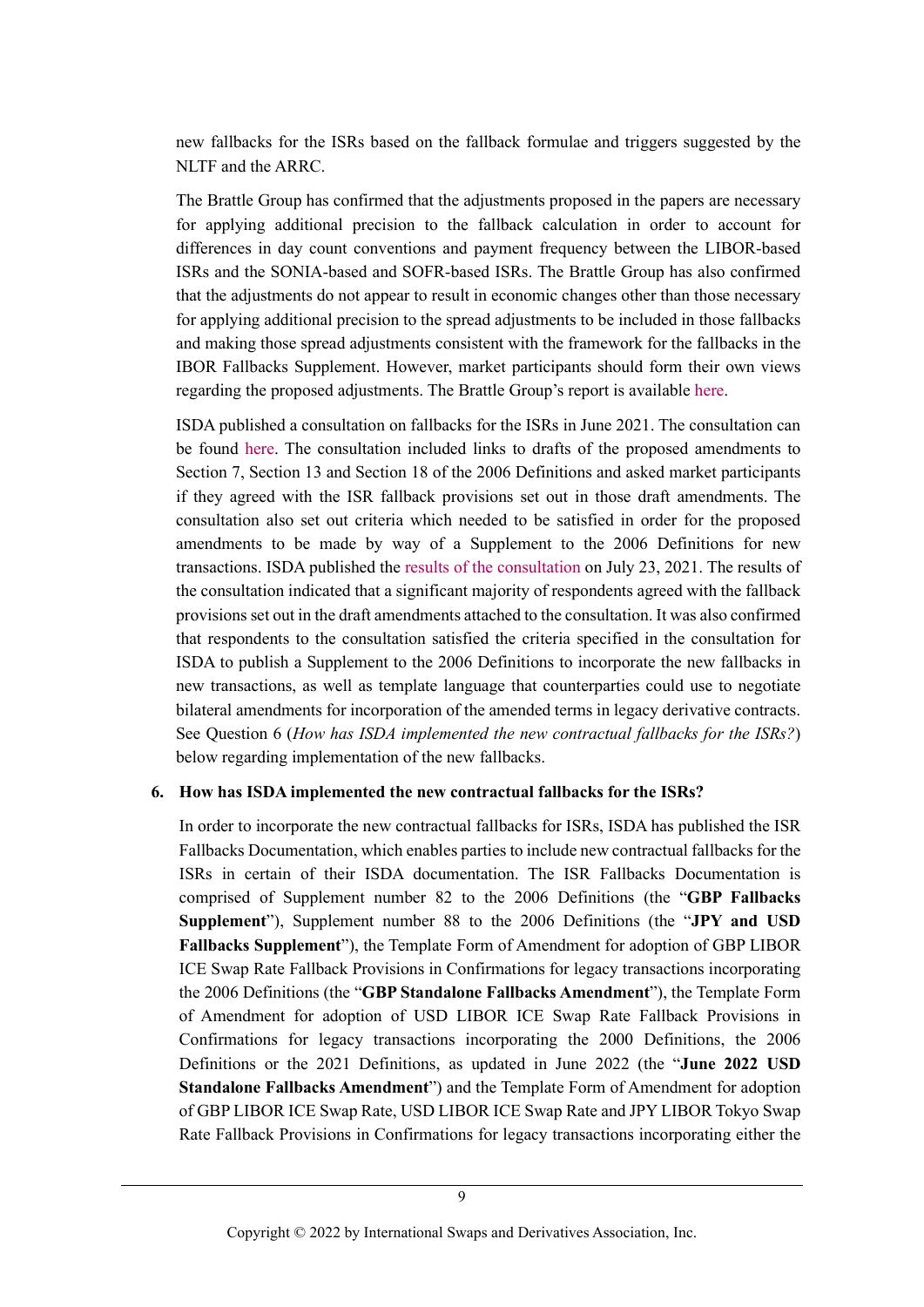new fallbacks for the ISRs based on the fallback formulae and triggers suggested by the NLTF and the ARRC.

The Brattle Group has confirmed that the adjustments proposed in the papers are necessary for applying additional precision to the fallback calculation in order to account for differences in day count conventions and payment frequency between the LIBOR-based ISRs and the SONIA-based and SOFR-based ISRs. The Brattle Group has also confirmed that the adjustments do not appear to result in economic changes other than those necessary for applying additional precision to the spread adjustments to be included in those fallbacks and making those spread adjustments consistent with the framework for the fallbacks in the IBOR Fallbacks Supplement. However, market participants should form their own views regarding the proposed adjustments. The Brattle Group's report is available here.

ISDA published a consultation on fallbacks for the ISRs in June 2021. The consultation can be found here. The consultation included links to drafts of the proposed amendments to Section 7, Section 13 and Section 18 of the 2006 Definitions and asked market participants if they agreed with the ISR fallback provisions set out in those draft amendments. The consultation also set out criteria which needed to be satisfied in order for the proposed amendments to be made by way of a Supplement to the 2006 Definitions for new transactions. ISDA published the results of the consultation on July 23, 2021. The results of the consultation indicated that a significant majority of respondents agreed with the fallback provisions set out in the draft amendments attached to the consultation. It was also confirmed that respondents to the consultation satisfied the criteria specified in the consultation for ISDA to publish a Supplement to the 2006 Definitions to incorporate the new fallbacks in new transactions, as well as template language that counterparties could use to negotiate bilateral amendments for incorporation of the amended terms in legacy derivative contracts. See Question 6 (*How has ISDA implemented the new contractual fallbacks for the ISRs?*) below regarding implementation of the new fallbacks.

**6. How has ISDA implemented the new contractual fallbacks for the ISRs?**

In order to incorporate the new contractual fallbacks for ISRs, ISDA has published the ISR Fallbacks Documentation, which enables parties to include new contractual fallbacks for the ISRs in certain of their ISDA documentation. The ISR Fallbacks Documentation is comprised of Supplement number 82 to the 2006 Definitions (the "**GBP Fallbacks Supplement**"), Supplement number 88 to the 2006 Definitions (the "**JPY and USD Fallbacks Supplement**"), the Template Form of Amendment for adoption of GBP LIBOR ICE Swap Rate Fallback Provisions in Confirmations for legacy transactions incorporating the 2006 Definitions (the "**GBP Standalone Fallbacks Amendment**"), the Template Form of Amendment for adoption of USD LIBOR ICE Swap Rate Fallback Provisions in Confirmations for legacy transactions incorporating the 2000 Definitions, the 2006 Definitions or the 2021 Definitions, as updated in June 2022 (the "**June 2022 USD Standalone Fallbacks Amendment**") and the Template Form of Amendment for adoption of GBP LIBOR ICE Swap Rate, USD LIBOR ICE Swap Rate and JPY LIBOR Tokyo Swap Rate Fallback Provisions in Confirmations for legacy transactions incorporating either the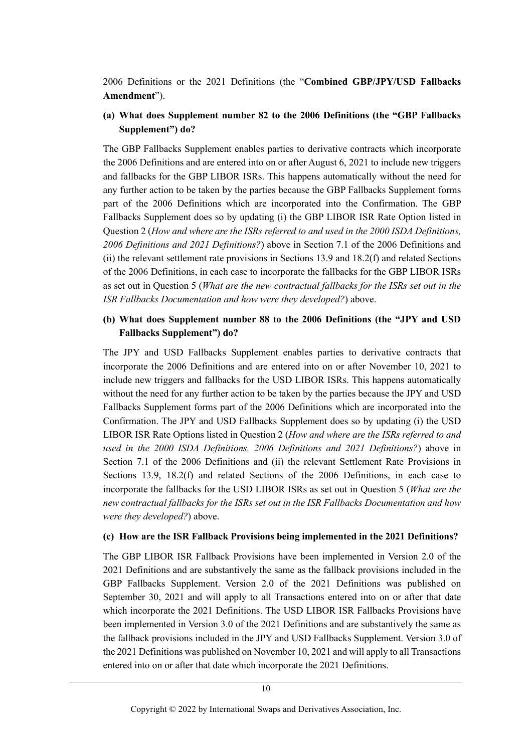2006 Definitions or the 2021 Definitions (the "**Combined GBP/JPY/USD Fallbacks Amendment**").

**(a) What does Supplement number 82 to the 2006 Definitions (the "GBP Fallbacks Supplement") do?**

The GBP Fallbacks Supplement enables parties to derivative contracts which incorporate the 2006 Definitions and are entered into on or after August 6, 2021 to include new triggers and fallbacks for the GBP LIBOR ISRs. This happens automatically without the need for any further action to be taken by the parties because the GBP Fallbacks Supplement forms part of the 2006 Definitions which are incorporated into the Confirmation. The GBP Fallbacks Supplement does so by updating (i) the GBP LIBOR ISR Rate Option listed in Question 2 (*How and where are the ISRs referred to and used in the 2000 ISDA Definitions, 2006 Definitions and 2021 Definitions?*) above in Section 7.1 of the 2006 Definitions and (ii) the relevant settlement rate provisions in Sections 13.9 and 18.2(f) and related Sections of the 2006 Definitions, in each case to incorporate the fallbacks for the GBP LIBOR ISRs as set out in Question 5 (*What are the new contractual fallbacks for the ISRs set out in the ISR Fallbacks Documentation and how were they developed?*) above.

**(b) What does Supplement number 88 to the 2006 Definitions (the "JPY and USD Fallbacks Supplement") do?**

The JPY and USD Fallbacks Supplement enables parties to derivative contracts that incorporate the 2006 Definitions and are entered into on or after November 10, 2021 to include new triggers and fallbacks for the USD LIBOR ISRs. This happens automatically without the need for any further action to be taken by the parties because the JPY and USD Fallbacks Supplement forms part of the 2006 Definitions which are incorporated into the Confirmation. The JPY and USD Fallbacks Supplement does so by updating (i) the USD LIBOR ISR Rate Options listed in Question 2 (*How and where are the ISRs referred to and used in the 2000 ISDA Definitions, 2006 Definitions and 2021 Definitions?*) above in Section 7.1 of the 2006 Definitions and (ii) the relevant Settlement Rate Provisions in Sections 13.9, 18.2(f) and related Sections of the 2006 Definitions, in each case to incorporate the fallbacks for the USD LIBOR ISRs as set out in Question 5 (*What are the new contractual fallbacks for the ISRs set out in the ISR Fallbacks Documentation and how were they developed?*) above.

**(c) How are the ISR Fallback Provisions being implemented in the 2021 Definitions?**

The GBP LIBOR ISR Fallback Provisions have been implemented in Version 2.0 of the 2021 Definitions and are substantively the same as the fallback provisions included in the GBP Fallbacks Supplement. Version 2.0 of the 2021 Definitions was published on September 30, 2021 and will apply to all Transactions entered into on or after that date which incorporate the 2021 Definitions. The USD LIBOR ISR Fallbacks Provisions have been implemented in Version 3.0 of the 2021 Definitions and are substantively the same as the fallback provisions included in the JPY and USD Fallbacks Supplement. Version 3.0 of the 2021 Definitions was published on November 10, 2021 and will apply to all Transactions entered into on or after that date which incorporate the 2021 Definitions.

Copyright © 2022 by International Swaps and Derivatives Association, Inc.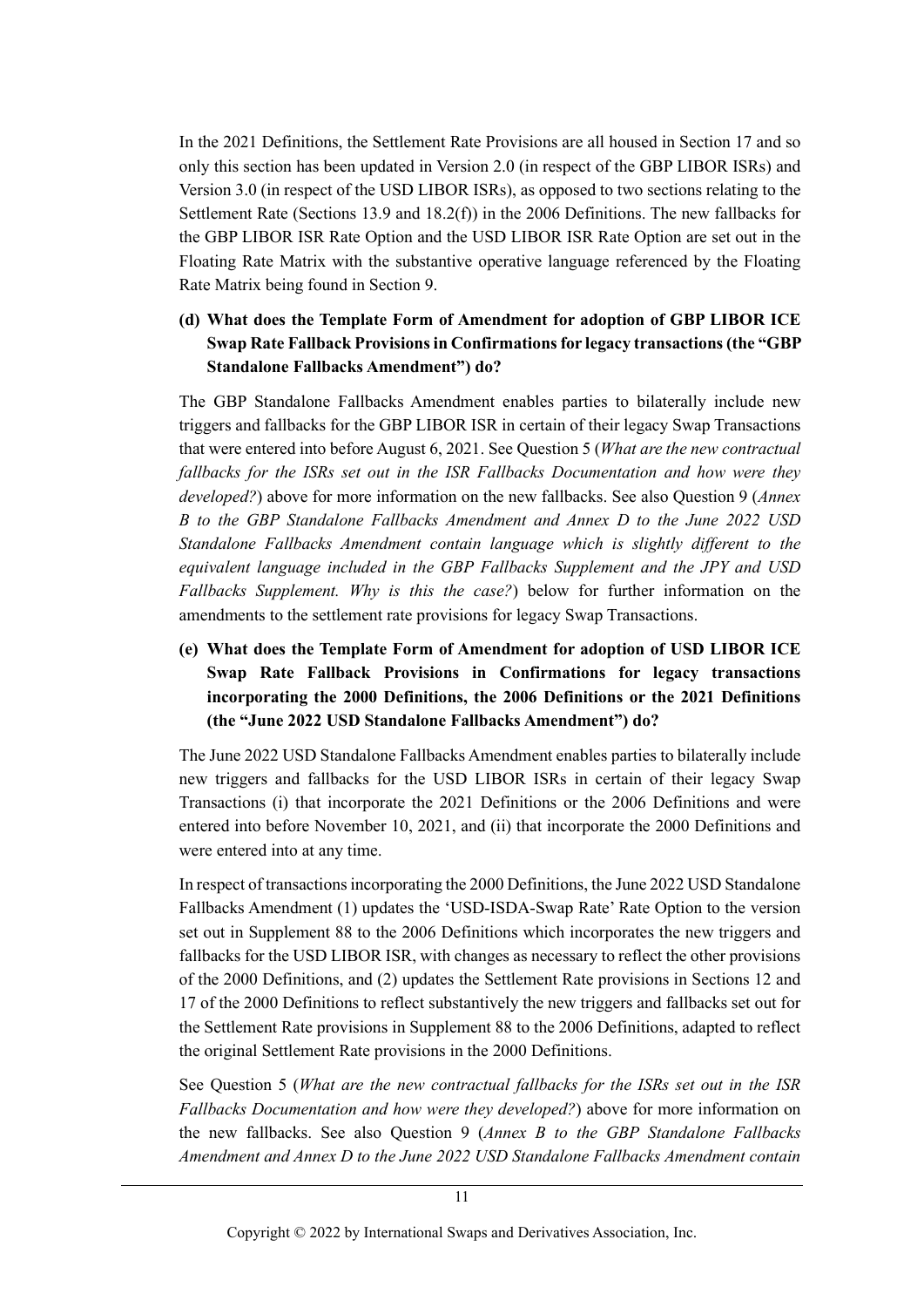In the 2021 Definitions, the Settlement Rate Provisions are all housed in Section 17 and so only this section has been updated in Version 2.0 (in respect of the GBP LIBOR ISRs) and Version 3.0 (in respect of the USD LIBOR ISRs), as opposed to two sections relating to the Settlement Rate (Sections 13.9 and 18.2(f)) in the 2006 Definitions. The new fallbacks for the GBP LIBOR ISR Rate Option and the USD LIBOR ISR Rate Option are set out in the Floating Rate Matrix with the substantive operative language referenced by the Floating Rate Matrix being found in Section 9.

**(d) What does the Template Form of Amendment for adoption of GBP LIBOR ICE Swap Rate Fallback Provisions in Confirmations for legacy transactions (the "GBP Standalone Fallbacks Amendment") do?**

The GBP Standalone Fallbacks Amendment enables parties to bilaterally include new triggers and fallbacks for the GBP LIBOR ISR in certain of their legacy Swap Transactions that were entered into before August 6, 2021. See Question 5 (*What are the new contractual fallbacks for the ISRs set out in the ISR Fallbacks Documentation and how were they developed?*) above for more information on the new fallbacks. See also Question 9 (*Annex B to the GBP Standalone Fallbacks Amendment and Annex D to the June 2022 USD Standalone Fallbacks Amendment contain language which is slightly different to the equivalent language included in the GBP Fallbacks Supplement and the JPY and USD Fallbacks Supplement. Why is this the case?*) below for further information on the amendments to the settlement rate provisions for legacy Swap Transactions.

**(e) What does the Template Form of Amendment for adoption of USD LIBOR ICE Swap Rate Fallback Provisions in Confirmations for legacy transactions incorporating the 2000 Definitions, the 2006 Definitions or the 2021 Definitions (the "June 2022 USD Standalone Fallbacks Amendment") do?**

The June 2022 USD Standalone Fallbacks Amendment enables parties to bilaterally include new triggers and fallbacks for the USD LIBOR ISRs in certain of their legacy Swap Transactions (i) that incorporate the 2021 Definitions or the 2006 Definitions and were entered into before November 10, 2021, and (ii) that incorporate the 2000 Definitions and were entered into at any time.

In respect of transactions incorporating the 2000 Definitions, the June 2022 USD Standalone Fallbacks Amendment (1) updates the 'USD-ISDA-Swap Rate' Rate Option to the version set out in Supplement 88 to the 2006 Definitions which incorporates the new triggers and fallbacks for the USD LIBOR ISR, with changes as necessary to reflect the other provisions of the 2000 Definitions, and (2) updates the Settlement Rate provisions in Sections 12 and 17 of the 2000 Definitions to reflect substantively the new triggers and fallbacks set out for the Settlement Rate provisions in Supplement 88 to the 2006 Definitions, adapted to reflect the original Settlement Rate provisions in the 2000 Definitions.

See Question 5 (*What are the new contractual fallbacks for the ISRs set out in the ISR Fallbacks Documentation and how were they developed?*) above for more information on the new fallbacks. See also Question 9 (*Annex B to the GBP Standalone Fallbacks Amendment and Annex D to the June 2022 USD Standalone Fallbacks Amendment contain*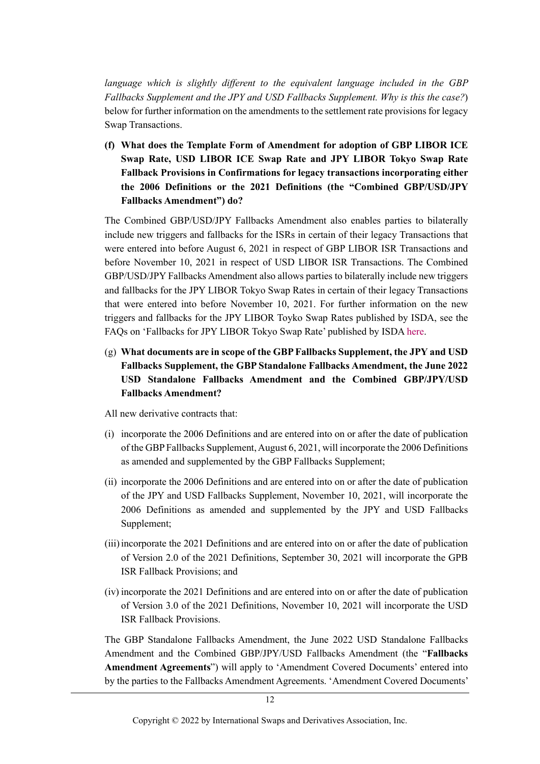*language which is slightly different to the equivalent language included in the GBP Fallbacks Supplement and the JPY and USD Fallbacks Supplement. Why is this the case?*) below for further information on the amendments to the settlement rate provisions for legacy Swap Transactions.

**(f) What does the Template Form of Amendment for adoption of GBP LIBOR ICE Swap Rate, USD LIBOR ICE Swap Rate and JPY LIBOR Tokyo Swap Rate Fallback Provisions in Confirmations for legacy transactions incorporating either the 2006 Definitions or the 2021 Definitions (the "Combined GBP/USD/JPY Fallbacks Amendment") do?**

The Combined GBP/USD/JPY Fallbacks Amendment also enables parties to bilaterally include new triggers and fallbacks for the ISRs in certain of their legacy Transactions that were entered into before August 6, 2021 in respect of GBP LIBOR ISR Transactions and before November 10, 2021 in respect of USD LIBOR ISR Transactions. The Combined GBP/USD/JPY Fallbacks Amendment also allows parties to bilaterally include new triggers and fallbacks for the JPY LIBOR Tokyo Swap Rates in certain of their legacy Transactions that were entered into before November 10, 2021. For further information on the new triggers and fallbacks for the JPY LIBOR Toyko Swap Rates published by ISDA, see the FAQs on 'Fallbacks for JPY LIBOR Tokyo Swap Rate' published by ISDA here.

(g) **What documents are in scope of the GBP Fallbacks Supplement, the JPY and USD Fallbacks Supplement, the GBP Standalone Fallbacks Amendment, the June 2022 USD Standalone Fallbacks Amendment and the Combined GBP/JPY/USD Fallbacks Amendment?**

All new derivative contracts that:

(i) incorporate the 2006 Definitions and are entered into on or after the date of publication of the GBP Fallbacks Supplement, August 6, 2021, will incorporate the 2006 Definitions as amended and supplemented by the GBP Fallbacks Supplement;

(ii) incorporate the 2006 Definitions and are entered into on or after the date of publication of the JPY and USD Fallbacks Supplement, November 10, 2021, will incorporate the 2006 Definitions as amended and supplemented by the JPY and USD Fallbacks Supplement;

(iii) incorporate the 2021 Definitions and are entered into on or after the date of publication of Version 2.0 of the 2021 Definitions, September 30, 2021 will incorporate the GPB ISR Fallback Provisions; and

(iv) incorporate the 2021 Definitions and are entered into on or after the date of publication of Version 3.0 of the 2021 Definitions, November 10, 2021 will incorporate the USD ISR Fallback Provisions.

The GBP Standalone Fallbacks Amendment, the June 2022 USD Standalone Fallbacks Amendment and the Combined GBP/JPY/USD Fallbacks Amendment (the "**Fallbacks Amendment Agreements**") will apply to 'Amendment Covered Documents' entered into by the parties to the Fallbacks Amendment Agreements. 'Amendment Covered Documents'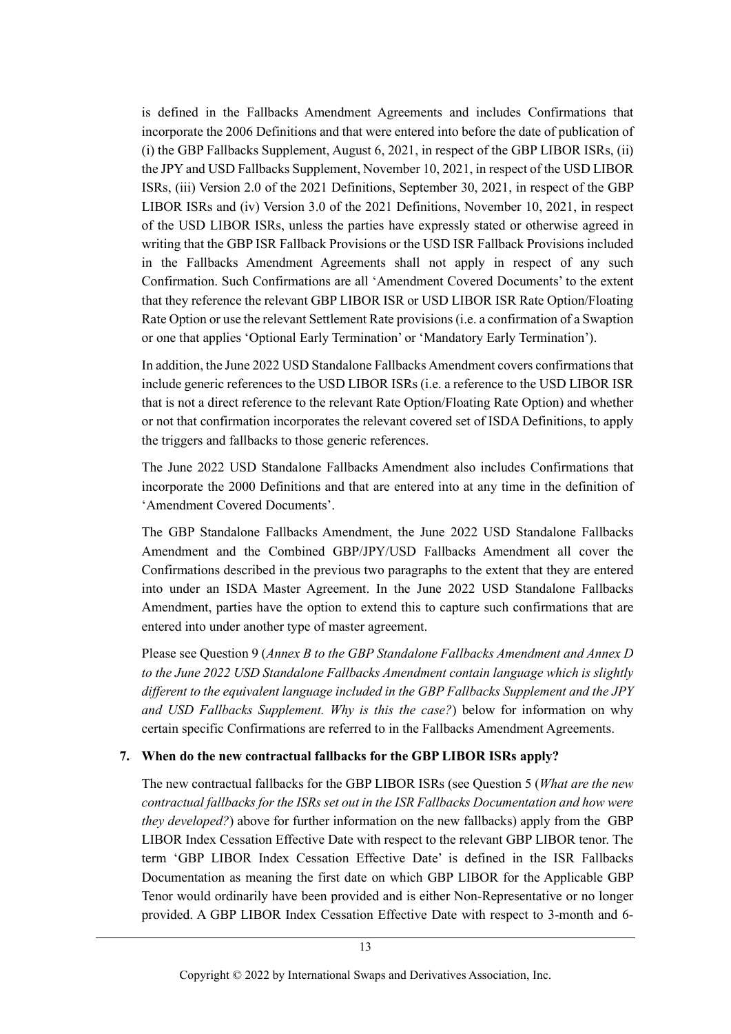is defined in the Fallbacks Amendment Agreements and includes Confirmations that incorporate the 2006 Definitions and that were entered into before the date of publication of (i) the GBP Fallbacks Supplement, August 6, 2021, in respect of the GBP LIBOR ISRs, (ii) the JPY and USD Fallbacks Supplement, November 10, 2021, in respect of the USD LIBOR ISRs, (iii) Version 2.0 of the 2021 Definitions, September 30, 2021, in respect of the GBP LIBOR ISRs and (iv) Version 3.0 of the 2021 Definitions, November 10, 2021, in respect of the USD LIBOR ISRs, unless the parties have expressly stated or otherwise agreed in writing that the GBP ISR Fallback Provisions or the USD ISR Fallback Provisions included in the Fallbacks Amendment Agreements shall not apply in respect of any such Confirmation. Such Confirmations are all 'Amendment Covered Documents' to the extent that they reference the relevant GBP LIBOR ISR or USD LIBOR ISR Rate Option/Floating Rate Option or use the relevant Settlement Rate provisions (i.e. a confirmation of a Swaption or one that applies 'Optional Early Termination' or 'Mandatory Early Termination').

In addition, the June 2022 USD Standalone Fallbacks Amendment covers confirmations that include generic references to the USD LIBOR ISRs (i.e. a reference to the USD LIBOR ISR that is not a direct reference to the relevant Rate Option/Floating Rate Option) and whether or not that confirmation incorporates the relevant covered set of ISDA Definitions, to apply the triggers and fallbacks to those generic references.

The June 2022 USD Standalone Fallbacks Amendment also includes Confirmations that incorporate the 2000 Definitions and that are entered into at any time in the definition of 'Amendment Covered Documents'.

The GBP Standalone Fallbacks Amendment, the June 2022 USD Standalone Fallbacks Amendment and the Combined GBP/JPY/USD Fallbacks Amendment all cover the Confirmations described in the previous two paragraphs to the extent that they are entered into under an ISDA Master Agreement. In the June 2022 USD Standalone Fallbacks Amendment, parties have the option to extend this to capture such confirmations that are entered into under another type of master agreement.

Please see Question 9 (*Annex B to the GBP Standalone Fallbacks Amendment and Annex D to the June 2022 USD Standalone Fallbacks Amendment contain language which is slightly different to the equivalent language included in the GBP Fallbacks Supplement and the JPY and USD Fallbacks Supplement. Why is this the case?*) below for information on why certain specific Confirmations are referred to in the Fallbacks Amendment Agreements.

## 7. When do the new contractual fallbacks for the GBP LIBOR ISRs apply?

The new contractual fallbacks for the GBP LIBOR ISRs (see Question 5 (*What are the new contractual fallbacks for the ISRs set out in the ISR Fallbacks Documentation and how were they developed?*) above for further information on the new fallbacks) apply from the GBP LIBOR Index Cessation Effective Date with respect to the relevant GBP LIBOR tenor. The term 'GBP LIBOR Index Cessation Effective Date' is defined in the ISR Fallbacks Documentation as meaning the first date on which GBP LIBOR for the Applicable GBP Tenor would ordinarily have been provided and is either Non-Representative or no longer provided. A GBP LIBOR Index Cessation Effective Date with respect to 3-month and 6-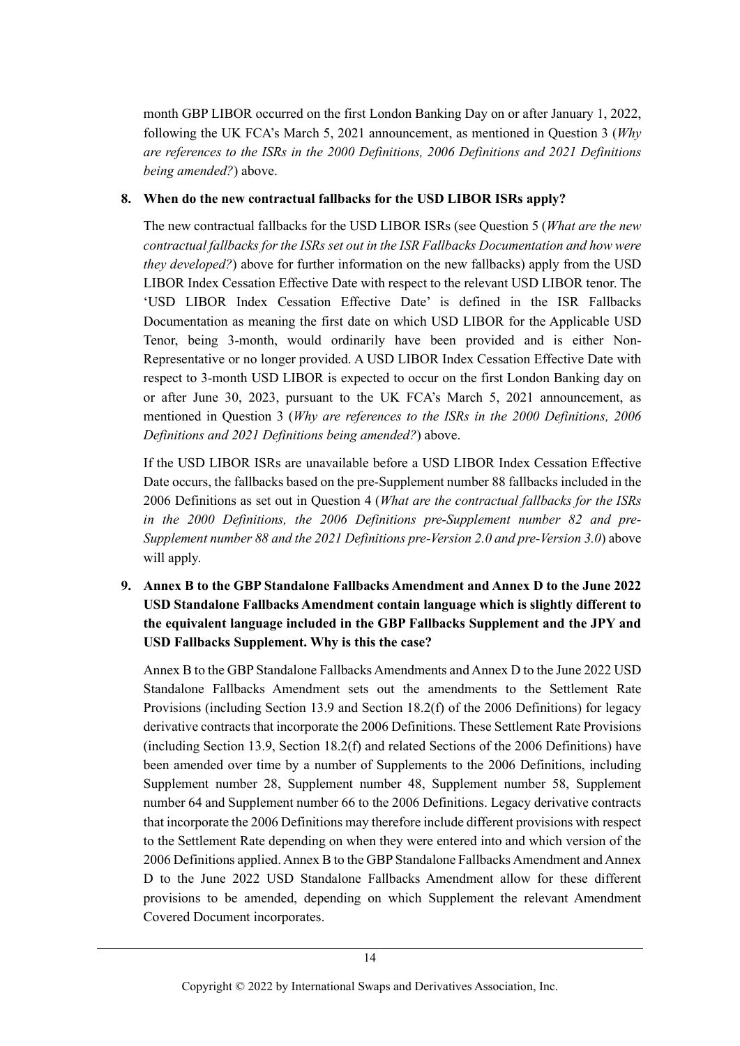month GBP LIBOR occurred on the first London Banking Day on or after January 1, 2022, following the UK FCA's March 5, 2021 announcement, as mentioned in Question 3 (*Why are references to the ISRs in the 2000 Definitions, 2006 Definitions and 2021 Definitions being amended?*) above.

**8. When do the new contractual fallbacks for the USD LIBOR ISRs apply?**

The new contractual fallbacks for the USD LIBOR ISRs (see Question 5 (*What are the new contractual fallbacks for the ISRs set out in the ISR Fallbacks Documentation and how were they developed?*) above for further information on the new fallbacks) apply from the USD LIBOR Index Cessation Effective Date with respect to the relevant USD LIBOR tenor. The 'USD LIBOR Index Cessation Effective Date' is defined in the ISR Fallbacks Documentation as meaning the first date on which USD LIBOR for the Applicable USD Tenor, being 3-month, would ordinarily have been provided and is either Non-Representative or no longer provided. A USD LIBOR Index Cessation Effective Date with respect to 3-month USD LIBOR is expected to occur on the first London Banking day on or after June 30, 2023, pursuant to the UK FCA's March 5, 2021 announcement, as mentioned in Question 3 (*Why are references to the ISRs in the 2000 Definitions, 2006 Definitions and 2021 Definitions being amended?*) above.

If the USD LIBOR ISRs are unavailable before a USD LIBOR Index Cessation Effective Date occurs, the fallbacks based on the pre-Supplement number 88 fallbacks included in the 2006 Definitions as set out in Question 4 (*What are the contractual fallbacks for the ISRs in the 2000 Definitions, the 2006 Definitions pre-Supplement number 82 and pre-Supplement number 88 and the 2021 Definitions pre-Version 2.0 and pre-Version 3.0*) above will apply.

**9. Annex B to the GBP Standalone Fallbacks Amendment and Annex D to the June 2022 USD Standalone Fallbacks Amendment contain language which is slightly different to the equivalent language included in the GBP Fallbacks Supplement and the JPY and USD Fallbacks Supplement. Why is this the case?**

Annex B to the GBP Standalone Fallbacks Amendments and Annex D to the June 2022 USD Standalone Fallbacks Amendment sets out the amendments to the Settlement Rate Provisions (including Section 13.9 and Section 18.2(f) of the 2006 Definitions) for legacy derivative contracts that incorporate the 2006 Definitions. These Settlement Rate Provisions (including Section 13.9, Section 18.2(f) and related Sections of the 2006 Definitions) have been amended over time by a number of Supplements to the 2006 Definitions, including Supplement number 28, Supplement number 48, Supplement number 58, Supplement number 64 and Supplement number 66 to the 2006 Definitions. Legacy derivative contracts that incorporate the 2006 Definitions may therefore include different provisions with respect to the Settlement Rate depending on when they were entered into and which version of the 2006 Definitions applied. Annex B to the GBP Standalone Fallbacks Amendment and Annex D to the June 2022 USD Standalone Fallbacks Amendment allow for these different provisions to be amended, depending on which Supplement the relevant Amendment Covered Document incorporates.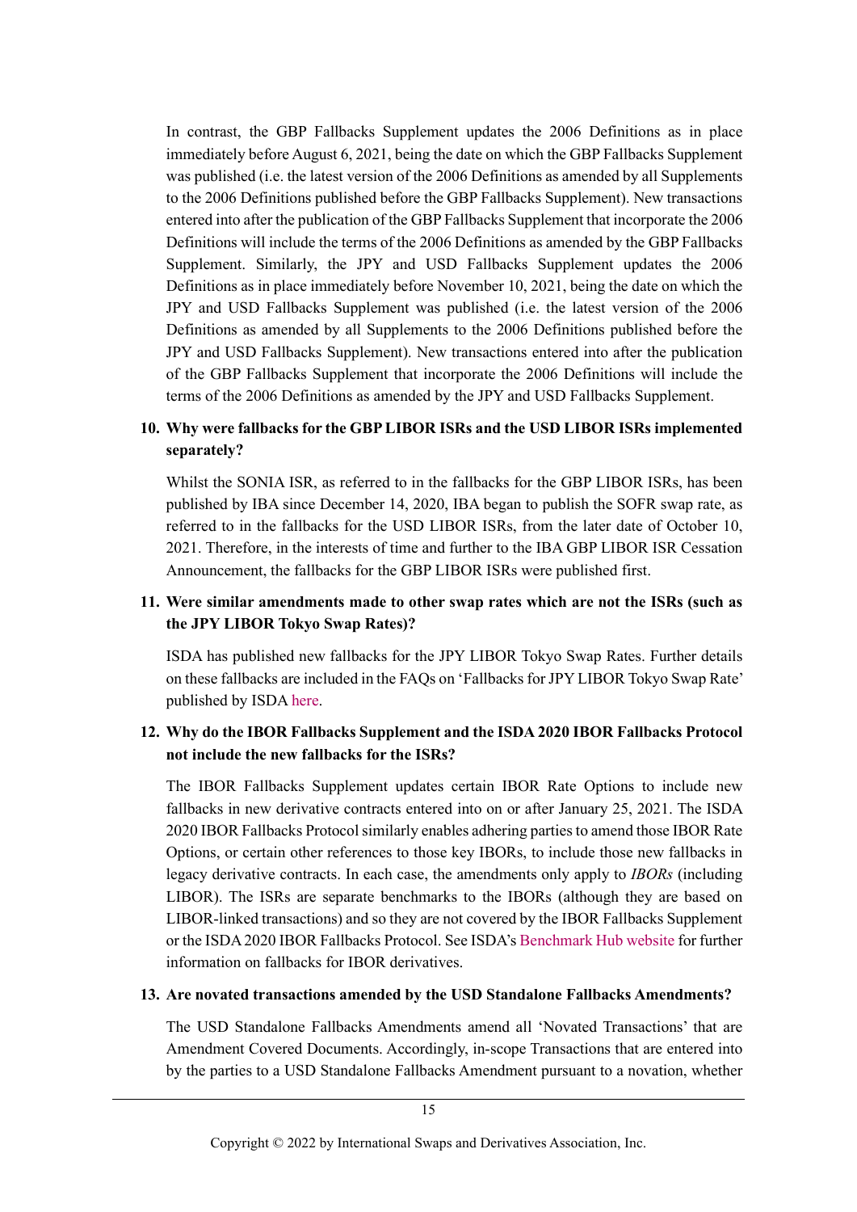In contrast, the GBP Fallbacks Supplement updates the 2006 Definitions as in place immediately before August 6, 2021, being the date on which the GBP Fallbacks Supplement was published (i.e. the latest version of the 2006 Definitions as amended by all Supplements to the 2006 Definitions published before the GBP Fallbacks Supplement). New transactions entered into after the publication of the GBP Fallbacks Supplement that incorporate the 2006 Definitions will include the terms of the 2006 Definitions as amended by the GBP Fallbacks Supplement. Similarly, the JPY and USD Fallbacks Supplement updates the 2006 Definitions as in place immediately before November 10, 2021, being the date on which the JPY and USD Fallbacks Supplement was published (i.e. the latest version of the 2006 Definitions as amended by all Supplements to the 2006 Definitions published before the JPY and USD Fallbacks Supplement). New transactions entered into after the publication of the GBP Fallbacks Supplement that incorporate the 2006 Definitions will include the terms of the 2006 Definitions as amended by the JPY and USD Fallbacks Supplement.

**10. Why were fallbacks for the GBP LIBOR ISRs and the USD LIBOR ISRs implemented separately?**

Whilst the SONIA ISR, as referred to in the fallbacks for the GBP LIBOR ISRs, has been published by IBA since December 14, 2020, IBA began to publish the SOFR swap rate, as referred to in the fallbacks for the USD LIBOR ISRs, from the later date of October 10, 2021. Therefore, in the interests of time and further to the IBA GBP LIBOR ISR Cessation Announcement, the fallbacks for the GBP LIBOR ISRs were published first.

**11. Were similar amendments made to other swap rates which are not the ISRs (such as the JPY LIBOR Tokyo Swap Rates)?**

ISDA has published new fallbacks for the JPY LIBOR Tokyo Swap Rates. Further details on these fallbacks are included in the FAQs on 'Fallbacks for JPY LIBOR Tokyo Swap Rate' published by ISDA here.

**12. Why do the IBOR Fallbacks Supplement and the ISDA 2020 IBOR Fallbacks Protocol not include the new fallbacks for the ISRs?**

The IBOR Fallbacks Supplement updates certain IBOR Rate Options to include new fallbacks in new derivative contracts entered into on or after January 25, 2021. The ISDA 2020 IBOR Fallbacks Protocol similarly enables adhering parties to amend those IBOR Rate Options, or certain other references to those key IBORs, to include those new fallbacks in legacy derivative contracts. In each case, the amendments only apply to *IBORs* (including LIBOR). The ISRs are separate benchmarks to the IBORs (although they are based on LIBOR-linked transactions) and so they are not covered by the IBOR Fallbacks Supplement or the ISDA 2020 IBOR Fallbacks Protocol. See ISDA's Benchmark Hub website for further information on fallbacks for IBOR derivatives.

**13. Are novated transactions amended by the USD Standalone Fallbacks Amendments?**

The USD Standalone Fallbacks Amendments amend all 'Novated Transactions' that are Amendment Covered Documents. Accordingly, in-scope Transactions that are entered into by the parties to a USD Standalone Fallbacks Amendment pursuant to a novation, whether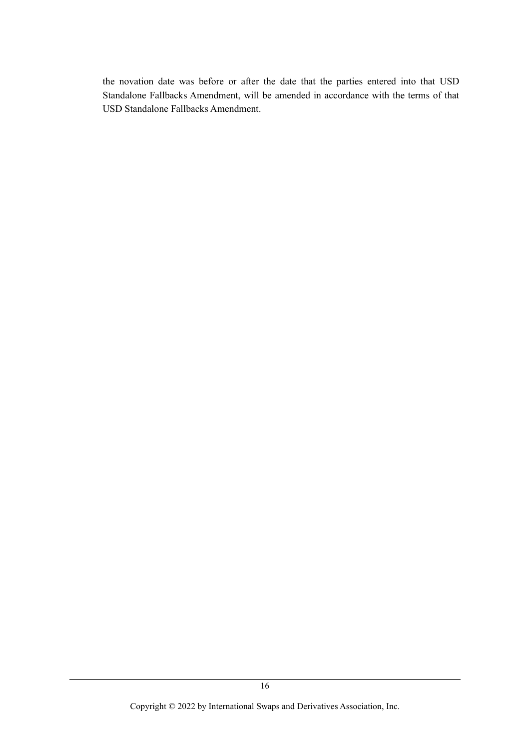the novation date was before or after the date that the parties entered into that USD Standalone Fallbacks Amendment, will be amended in accordance with the terms of that USD Standalone Fallbacks Amendment.